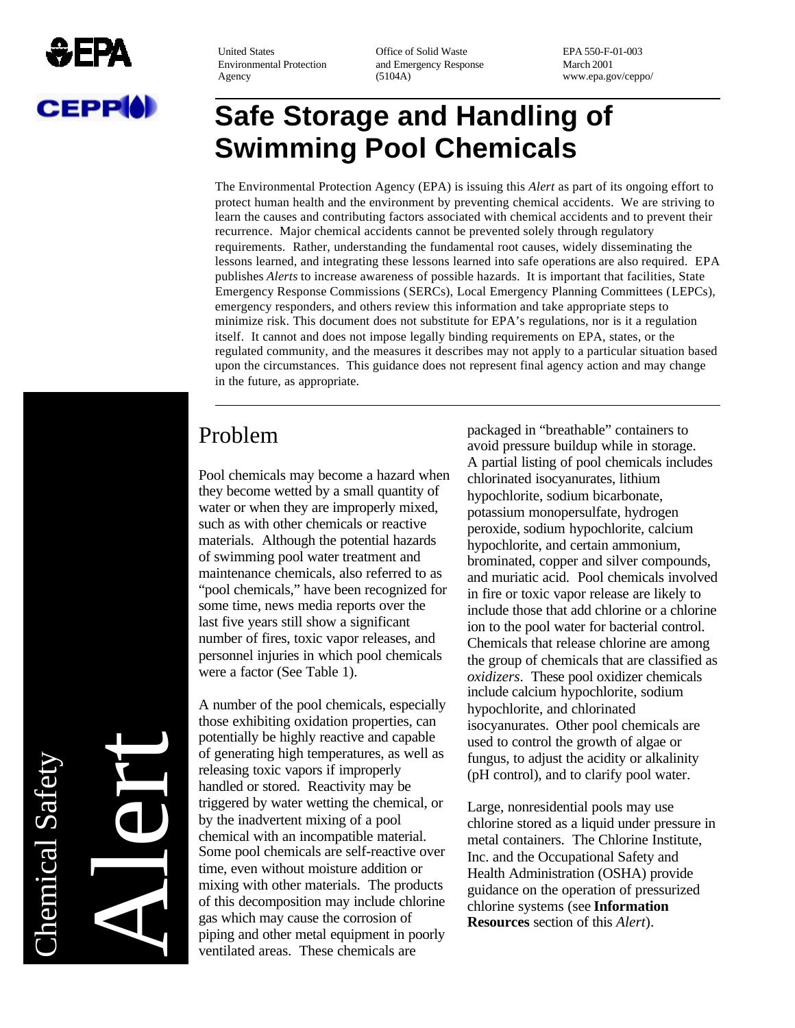United States Environmental Protection Agency

Office of Solid Waste and Emergency Response (5104A)

EPA 550-F-01-003
March 2001
www.epa.gov/ceppo/

# Safe Storage and Handling of Swimming Pool Chemicals

The Environmental Protection Agency (EPA) is issuing this *Alert* as part of its ongoing effort to protect human health and the environment by preventing chemical accidents. We are striving to learn the causes and contributing factors associated with chemical accidents and to prevent their recurrence. Major chemical accidents cannot be prevented solely through regulatory requirements. Rather, understanding the fundamental root causes, widely disseminating the lessons learned, and integrating these lessons learned into safe operations are also required. EPA publishes *Alerts* to increase awareness of possible hazards. It is important that facilities, State Emergency Response Commissions (SERCs), Local Emergency Planning Committees (LEPCs), emergency responders, and others review this information and take appropriate steps to minimize risk. This document does not substitute for EPA's regulations, nor is it a regulation itself. It cannot and does not impose legally binding requirements on EPA, states, or the regulated community, and the measures it describes may not apply to a particular situation based upon the circumstances. This guidance does not represent final agency action and may change in the future, as appropriate.

Chemical Safety Alert

## Problem

Pool chemicals may become a hazard when they become wetted by a small quantity of water or when they are improperly mixed, such as with other chemicals or reactive materials. Although the potential hazards of swimming pool water treatment and maintenance chemicals, also referred to as "pool chemicals," have been recognized for some time, news media reports over the last five years still show a significant number of fires, toxic vapor releases, and personnel injuries in which pool chemicals were a factor (See Table 1).

A number of the pool chemicals, especially those exhibiting oxidation properties, can potentially be highly reactive and capable of generating high temperatures, as well as releasing toxic vapors if improperly handled or stored. Reactivity may be triggered by water wetting the chemical, or by the inadvertent mixing of a pool chemical with an incompatible material. Some pool chemicals are self-reactive over time, even without moisture addition or mixing with other materials. The products of this decomposition may include chlorine gas which may cause the corrosion of piping and other metal equipment in poorly ventilated areas. These chemicals are packaged in "breathable" containers to avoid pressure buildup while in storage. A partial listing of pool chemicals includes chlorinated isocyanurates, lithium hypochlorite, sodium bicarbonate, potassium monopersulfate, hydrogen peroxide, sodium hypochlorite, calcium hypochlorite, and certain ammonium, brominated, copper and silver compounds, and muriatic acid. Pool chemicals involved in fire or toxic vapor release are likely to include those that add chlorine or a chlorine ion to the pool water for bacterial control. Chemicals that release chlorine are among the group of chemicals that are classified as *oxidizers*. These pool oxidizer chemicals include calcium hypochlorite, sodium hypochlorite, and chlorinated isocyanurates. Other pool chemicals are used to control the growth of algae or fungus, to adjust the acidity or alkalinity (pH control), and to clarify pool water.

Large, nonresidential pools may use chlorine stored as a liquid under pressure in metal containers. The Chlorine Institute, Inc. and the Occupational Safety and Health Administration (OSHA) provide guidance on the operation of pressurized chlorine systems (see **Information Resources** section of this *Alert*).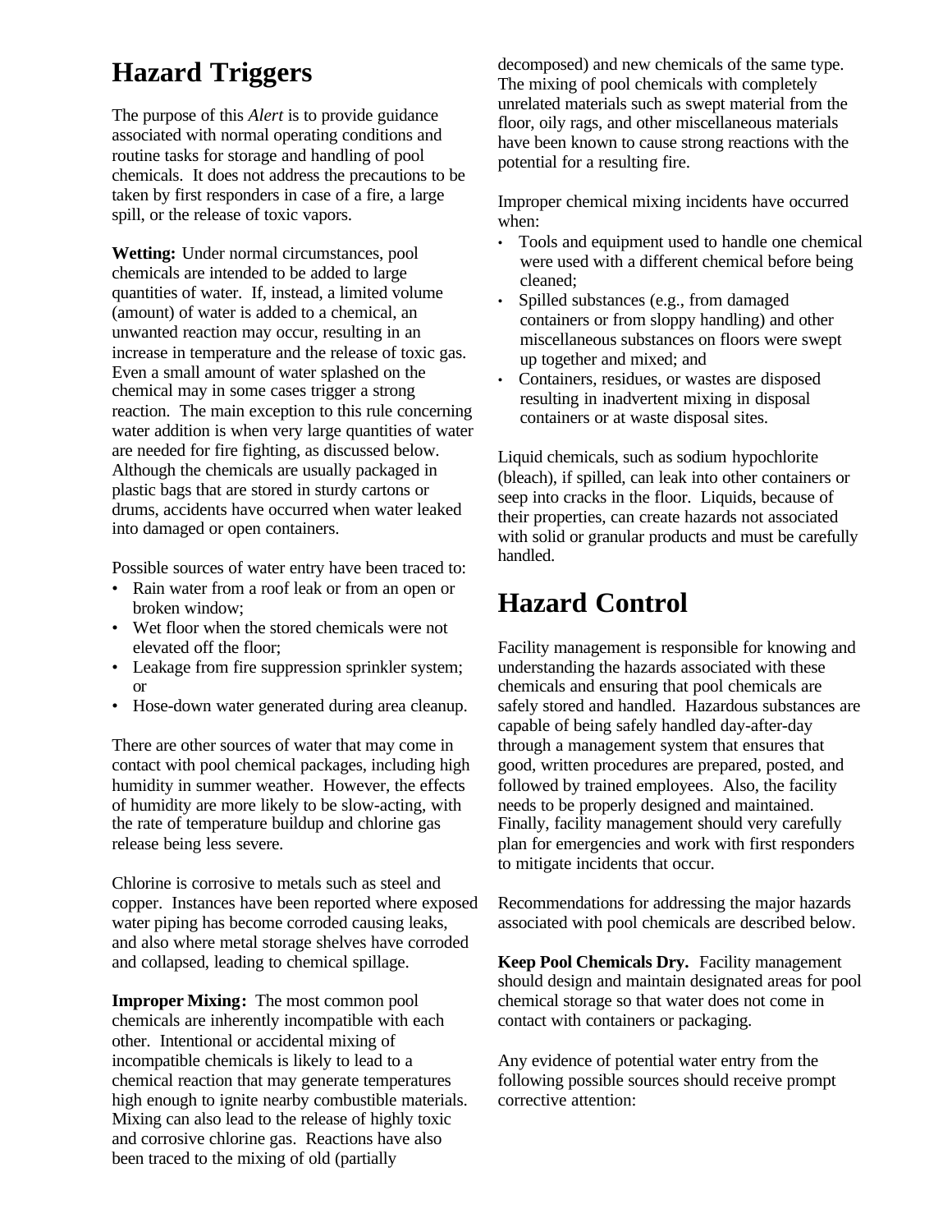## Hazard Triggers

The purpose of this *Alert* is to provide guidance associated with normal operating conditions and routine tasks for storage and handling of pool chemicals. It does not address the precautions to be taken by first responders in case of a fire, a large spill, or the release of toxic vapors.

**Wetting:** Under normal circumstances, pool chemicals are intended to be added to large quantities of water. If, instead, a limited volume (amount) of water is added to a chemical, an unwanted reaction may occur, resulting in an increase in temperature and the release of toxic gas. Even a small amount of water splashed on the chemical may in some cases trigger a strong reaction. The main exception to this rule concerning water addition is when very large quantities of water are needed for fire fighting, as discussed below. Although the chemicals are usually packaged in plastic bags that are stored in sturdy cartons or drums, accidents have occurred when water leaked into damaged or open containers.

Possible sources of water entry have been traced to:

- Rain water from a roof leak or from an open or broken window;
- Wet floor when the stored chemicals were not elevated off the floor;
- Leakage from fire suppression sprinkler system; or
- Hose-down water generated during area cleanup.

There are other sources of water that may come in contact with pool chemical packages, including high humidity in summer weather. However, the effects of humidity are more likely to be slow-acting, with the rate of temperature buildup and chlorine gas release being less severe.

Chlorine is corrosive to metals such as steel and copper. Instances have been reported where exposed water piping has become corroded causing leaks, and also where metal storage shelves have corroded and collapsed, leading to chemical spillage.

**Improper Mixing:** The most common pool chemicals are inherently incompatible with each other. Intentional or accidental mixing of incompatible chemicals is likely to lead to a chemical reaction that may generate temperatures high enough to ignite nearby combustible materials. Mixing can also lead to the release of highly toxic and corrosive chlorine gas. Reactions have also been traced to the mixing of old (partially decomposed) and new chemicals of the same type. The mixing of pool chemicals with completely unrelated materials such as swept material from the floor, oily rags, and other miscellaneous materials have been known to cause strong reactions with the potential for a resulting fire.

Improper chemical mixing incidents have occurred when:

- Tools and equipment used to handle one chemical were used with a different chemical before being cleaned;
- Spilled substances (e.g., from damaged containers or from sloppy handling) and other miscellaneous substances on floors were swept up together and mixed; and
- Containers, residues, or wastes are disposed resulting in inadvertent mixing in disposal containers or at waste disposal sites.

Liquid chemicals, such as sodium hypochlorite (bleach), if spilled, can leak into other containers or seep into cracks in the floor. Liquids, because of their properties, can create hazards not associated with solid or granular products and must be carefully handled.

## Hazard Control

Facility management is responsible for knowing and understanding the hazards associated with these chemicals and ensuring that pool chemicals are safely stored and handled. Hazardous substances are capable of being safely handled day-after-day through a management system that ensures that good, written procedures are prepared, posted, and followed by trained employees. Also, the facility needs to be properly designed and maintained. Finally, facility management should very carefully plan for emergencies and work with first responders to mitigate incidents that occur.

Recommendations for addressing the major hazards associated with pool chemicals are described below.

**Keep Pool Chemicals Dry.** Facility management should design and maintain designated areas for pool chemical storage so that water does not come in contact with containers or packaging.

Any evidence of potential water entry from the following possible sources should receive prompt corrective attention: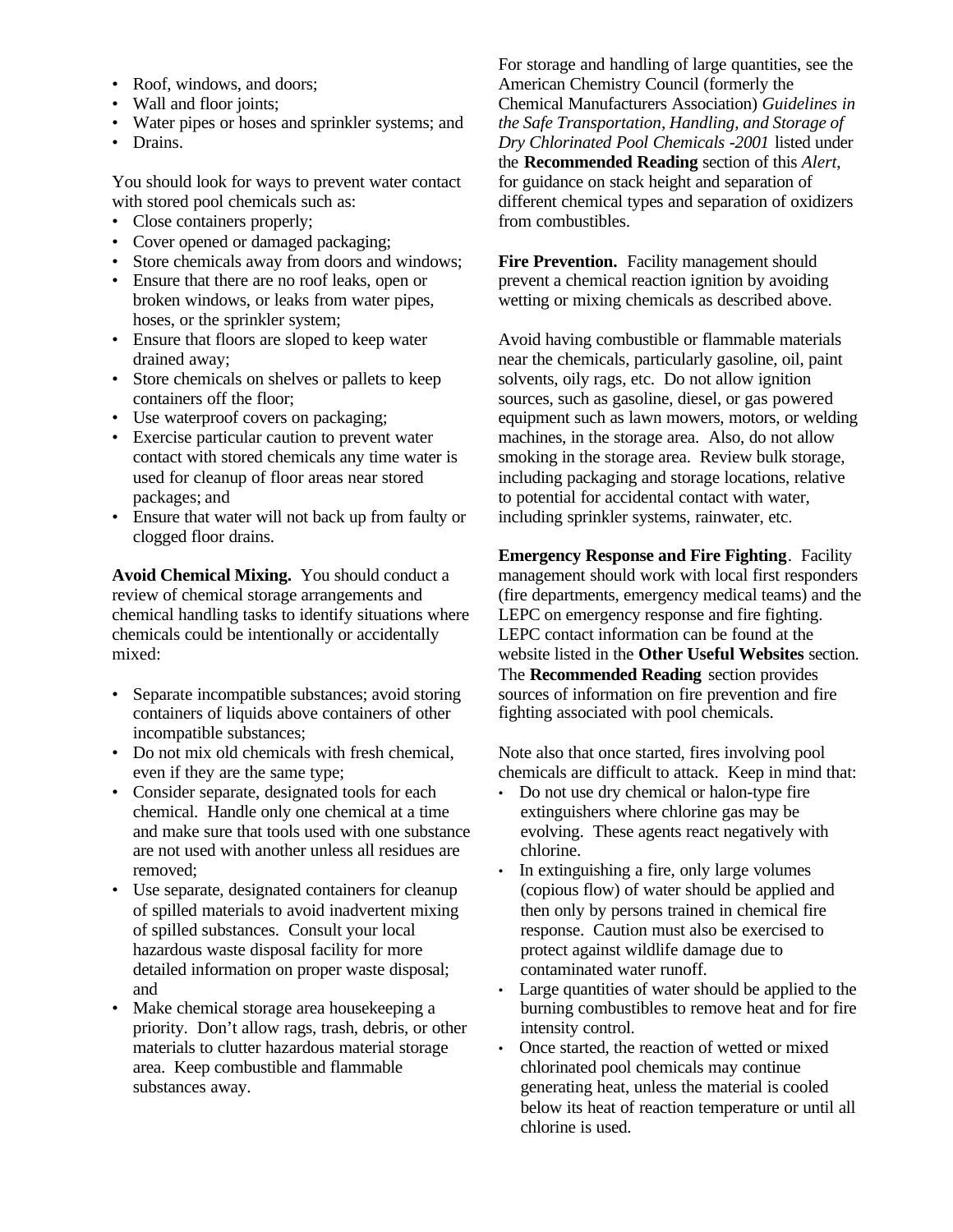- Roof, windows, and doors;
- Wall and floor joints;
- Water pipes or hoses and sprinkler systems; and
- Drains.

You should look for ways to prevent water contact with stored pool chemicals such as:

- Close containers properly;
- Cover opened or damaged packaging;
- Store chemicals away from doors and windows;
- Ensure that there are no roof leaks, open or broken windows, or leaks from water pipes, hoses, or the sprinkler system;
- Ensure that floors are sloped to keep water drained away;
- Store chemicals on shelves or pallets to keep containers off the floor;
- Use waterproof covers on packaging;
- Exercise particular caution to prevent water contact with stored chemicals any time water is used for cleanup of floor areas near stored packages; and
- Ensure that water will not back up from faulty or clogged floor drains.

**Avoid Chemical Mixing.** You should conduct a review of chemical storage arrangements and chemical handling tasks to identify situations where chemicals could be intentionally or accidentally mixed:

- Separate incompatible substances; avoid storing containers of liquids above containers of other incompatible substances;
- Do not mix old chemicals with fresh chemical, even if they are the same type;
- Consider separate, designated tools for each chemical. Handle only one chemical at a time and make sure that tools used with one substance are not used with another unless all residues are removed;
- Use separate, designated containers for cleanup of spilled materials to avoid inadvertent mixing of spilled substances. Consult your local hazardous waste disposal facility for more detailed information on proper waste disposal; and
- Make chemical storage area housekeeping a priority. Don't allow rags, trash, debris, or other materials to clutter hazardous material storage area. Keep combustible and flammable substances away.

For storage and handling of large quantities, see the American Chemistry Council (formerly the Chemical Manufacturers Association) *Guidelines in the Safe Transportation, Handling, and Storage of Dry Chlorinated Pool Chemicals -2001* listed under the **Recommended Reading** section of this *Alert*, for guidance on stack height and separation of different chemical types and separation of oxidizers from combustibles.

**Fire Prevention.** Facility management should prevent a chemical reaction ignition by avoiding wetting or mixing chemicals as described above.

Avoid having combustible or flammable materials near the chemicals, particularly gasoline, oil, paint solvents, oily rags, etc. Do not allow ignition sources, such as gasoline, diesel, or gas powered equipment such as lawn mowers, motors, or welding machines, in the storage area. Also, do not allow smoking in the storage area. Review bulk storage, including packaging and storage locations, relative to potential for accidental contact with water, including sprinkler systems, rainwater, etc.

**Emergency Response and Fire Fighting**. Facility management should work with local first responders (fire departments, emergency medical teams) and the LEPC on emergency response and fire fighting. LEPC contact information can be found at the website listed in the **Other Useful Websites** section. The **Recommended Reading** section provides sources of information on fire prevention and fire fighting associated with pool chemicals.

Note also that once started, fires involving pool chemicals are difficult to attack. Keep in mind that:

- Do not use dry chemical or halon-type fire extinguishers where chlorine gas may be evolving. These agents react negatively with chlorine.
- In extinguishing a fire, only large volumes (copious flow) of water should be applied and then only by persons trained in chemical fire response. Caution must also be exercised to protect against wildlife damage due to contaminated water runoff.
- Large quantities of water should be applied to the burning combustibles to remove heat and for fire intensity control.
- Once started, the reaction of wetted or mixed chlorinated pool chemicals may continue generating heat, unless the material is cooled below its heat of reaction temperature or until all chlorine is used.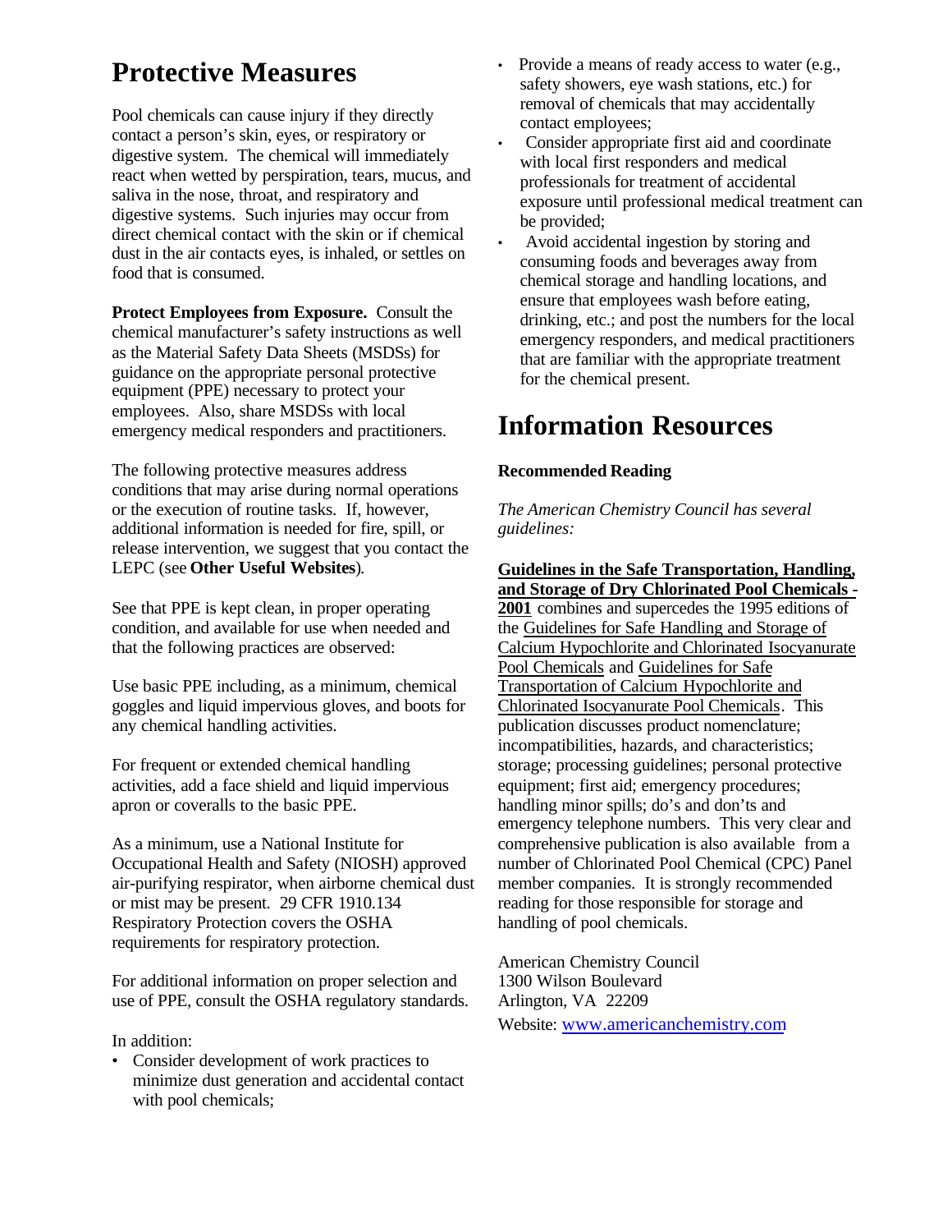# Protective Measures

Pool chemicals can cause injury if they directly contact a person's skin, eyes, or respiratory or digestive system. The chemical will immediately react when wetted by perspiration, tears, mucus, and saliva in the nose, throat, and respiratory and digestive systems. Such injuries may occur from direct chemical contact with the skin or if chemical dust in the air contacts eyes, is inhaled, or settles on food that is consumed.

**Protect Employees from Exposure.** Consult the chemical manufacturer's safety instructions as well as the Material Safety Data Sheets (MSDSs) for guidance on the appropriate personal protective equipment (PPE) necessary to protect your employees. Also, share MSDSs with local emergency medical responders and practitioners.

The following protective measures address conditions that may arise during normal operations or the execution of routine tasks. If, however, additional information is needed for fire, spill, or release intervention, we suggest that you contact the LEPC (see **Other Useful Websites**).

See that PPE is kept clean, in proper operating condition, and available for use when needed and that the following practices are observed:

Use basic PPE including, as a minimum, chemical goggles and liquid impervious gloves, and boots for any chemical handling activities.

For frequent or extended chemical handling activities, add a face shield and liquid impervious apron or coveralls to the basic PPE.

As a minimum, use a National Institute for Occupational Health and Safety (NIOSH) approved air-purifying respirator, when airborne chemical dust or mist may be present. 29 CFR 1910.134 Respiratory Protection covers the OSHA requirements for respiratory protection.

For additional information on proper selection and use of PPE, consult the OSHA regulatory standards.

In addition:

- Consider development of work practices to minimize dust generation and accidental contact with pool chemicals;
- Provide a means of ready access to water (e.g., safety showers, eye wash stations, etc.) for removal of chemicals that may accidentally contact employees;
- Consider appropriate first aid and coordinate with local first responders and medical professionals for treatment of accidental exposure until professional medical treatment can be provided;
- Avoid accidental ingestion by storing and consuming foods and beverages away from chemical storage and handling locations, and ensure that employees wash before eating, drinking, etc.; and post the numbers for the local emergency responders, and medical practitioners that are familiar with the appropriate treatment for the chemical present.

# Information Resources

**Recommended Reading**

*The American Chemistry Council has several guidelines:*

**Guidelines in the Safe Transportation, Handling, and Storage of Dry Chlorinated Pool Chemicals - 2001** combines and supercedes the 1995 editions of the Guidelines for Safe Handling and Storage of Calcium Hypochlorite and Chlorinated Isocyanurate Pool Chemicals and Guidelines for Safe Transportation of Calcium Hypochlorite and Chlorinated Isocyanurate Pool Chemicals. This publication discusses product nomenclature; incompatibilities, hazards, and characteristics; storage; processing guidelines; personal protective equipment; first aid; emergency procedures; handling minor spills; do's and don'ts and emergency telephone numbers. This very clear and comprehensive publication is also available from a number of Chlorinated Pool Chemical (CPC) Panel member companies. It is strongly recommended reading for those responsible for storage and handling of pool chemicals.

American Chemistry Council
1300 Wilson Boulevard
Arlington, VA 22209
Website: www.americanchemistry.com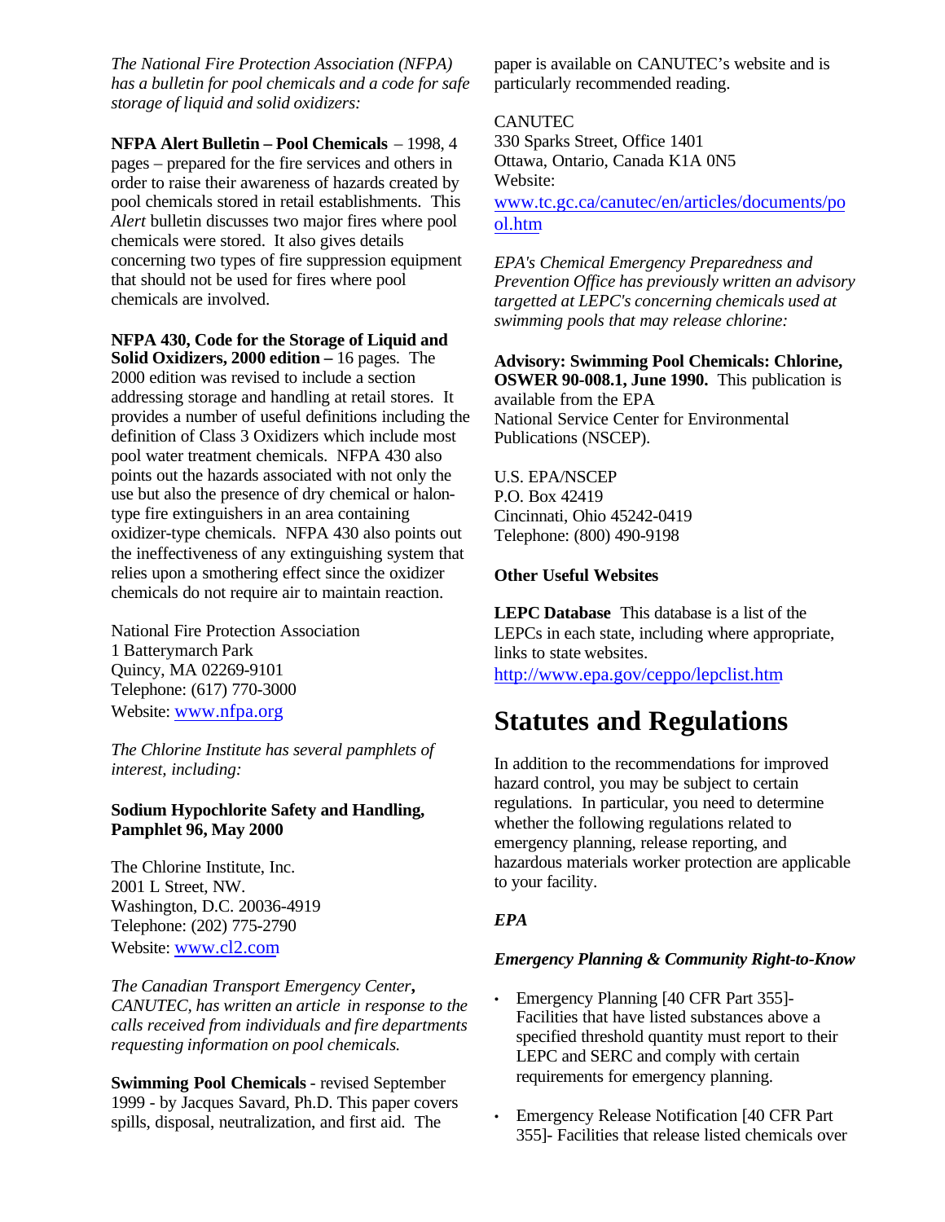*The National Fire Protection Association (NFPA) has a bulletin for pool chemicals and a code for safe storage of liquid and solid oxidizers:*

**NFPA Alert Bulletin – Pool Chemicals** – 1998, 4 pages – prepared for the fire services and others in order to raise their awareness of hazards created by pool chemicals stored in retail establishments. This *Alert* bulletin discusses two major fires where pool chemicals were stored. It also gives details concerning two types of fire suppression equipment that should not be used for fires where pool chemicals are involved.

**NFPA 430, Code for the Storage of Liquid and Solid Oxidizers, 2000 edition –** 16 pages. The 2000 edition was revised to include a section addressing storage and handling at retail stores. It provides a number of useful definitions including the definition of Class 3 Oxidizers which include most pool water treatment chemicals. NFPA 430 also points out the hazards associated with not only the use but also the presence of dry chemical or halon-type fire extinguishers in an area containing oxidizer-type chemicals. NFPA 430 also points out the ineffectiveness of any extinguishing system that relies upon a smothering effect since the oxidizer chemicals do not require air to maintain reaction.

National Fire Protection Association
1 Batterymarch Park
Quincy, MA 02269-9101
Telephone: (617) 770-3000
Website: www.nfpa.org

*The Chlorine Institute has several pamphlets of interest, including:*

**Sodium Hypochlorite Safety and Handling, Pamphlet 96, May 2000**

The Chlorine Institute, Inc.
2001 L Street, NW.
Washington, D.C. 20036-4919
Telephone: (202) 775-2790
Website: www.cl2.com

*The Canadian Transport Emergency Center***,** *CANUTEC, has written an article in response to the calls received from individuals and fire departments requesting information on pool chemicals.*

**Swimming Pool Chemicals** - revised September 1999 - by Jacques Savard, Ph.D. This paper covers spills, disposal, neutralization, and first aid. The paper is available on CANUTEC's website and is particularly recommended reading.

CANUTEC
330 Sparks Street, Office 1401
Ottawa, Ontario, Canada K1A 0N5
Website:
www.tc.gc.ca/canutec/en/articles/documents/pool.htm

*EPA's Chemical Emergency Preparedness and Prevention Office has previously written an advisory targetted at LEPC's concerning chemicals used at swimming pools that may release chlorine:*

**Advisory: Swimming Pool Chemicals: Chlorine, OSWER 90-008.1, June 1990.** This publication is available from the EPA National Service Center for Environmental Publications (NSCEP).

U.S. EPA/NSCEP
P.O. Box 42419
Cincinnati, Ohio 45242-0419
Telephone: (800) 490-9198

**Other Useful Websites**

**LEPC Database** This database is a list of the LEPCs in each state, including where appropriate, links to state websites.
http://www.epa.gov/ceppo/lepclist.htm

# Statutes and Regulations

In addition to the recommendations for improved hazard control, you may be subject to certain regulations. In particular, you need to determine whether the following regulations related to emergency planning, release reporting, and hazardous materials worker protection are applicable to your facility.

***EPA***

***Emergency Planning & Community Right-to-Know***

- Emergency Planning [40 CFR Part 355]- Facilities that have listed substances above a specified threshold quantity must report to their LEPC and SERC and comply with certain requirements for emergency planning.
- Emergency Release Notification [40 CFR Part 355]- Facilities that release listed chemicals over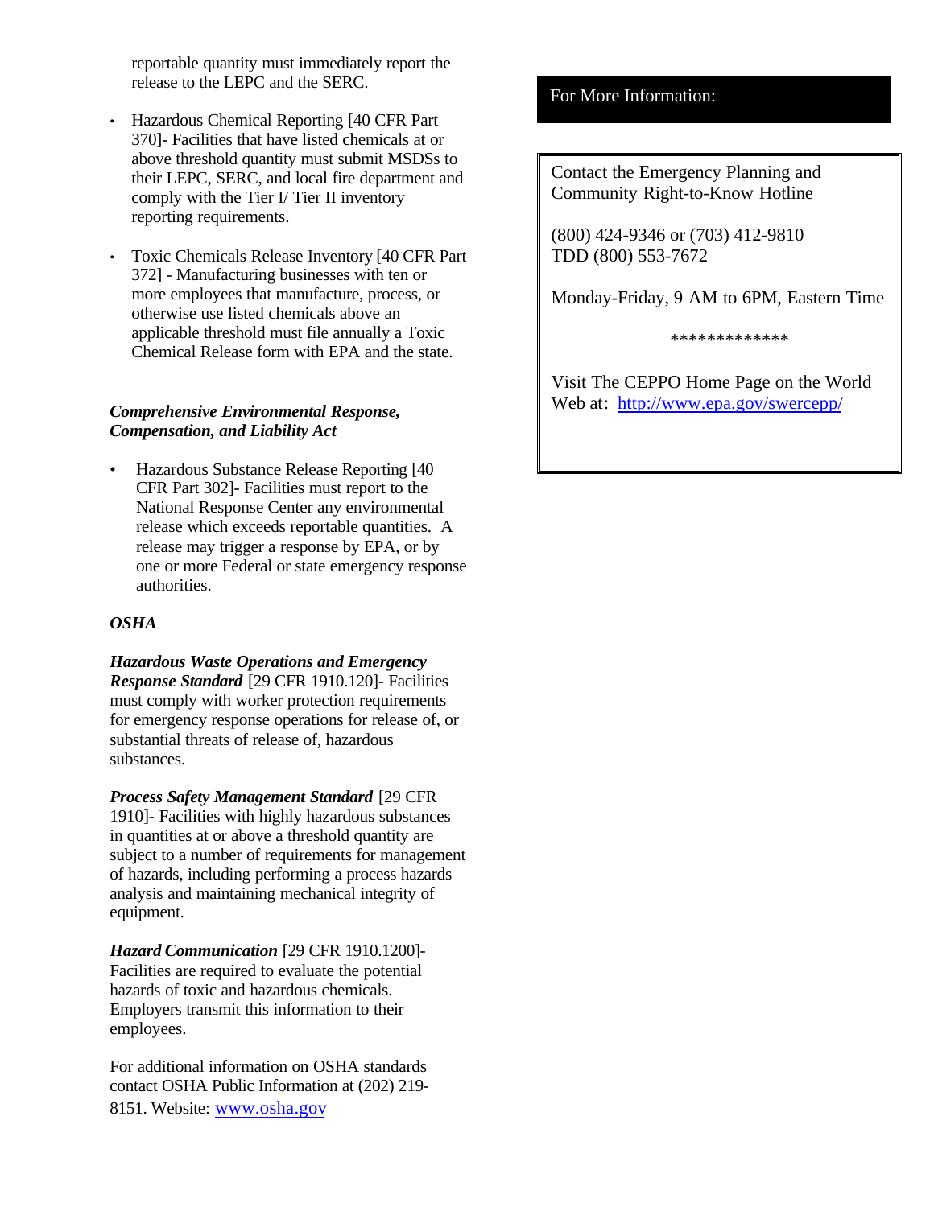reportable quantity must immediately report the release to the LEPC and the SERC.

- Hazardous Chemical Reporting [40 CFR Part 370]- Facilities that have listed chemicals at or above threshold quantity must submit MSDSs to their LEPC, SERC, and local fire department and comply with the Tier I/ Tier II inventory reporting requirements.

- Toxic Chemicals Release Inventory [40 CFR Part 372] - Manufacturing businesses with ten or more employees that manufacture, process, or otherwise use listed chemicals above an applicable threshold must file annually a Toxic Chemical Release form with EPA and the state.

***Comprehensive Environmental Response, Compensation, and Liability Act***

- Hazardous Substance Release Reporting [40 CFR Part 302]- Facilities must report to the National Response Center any environmental release which exceeds reportable quantities. A release may trigger a response by EPA, or by one or more Federal or state emergency response authorities.

***OSHA***

***Hazardous Waste Operations and Emergency Response Standard*** [29 CFR 1910.120]- Facilities must comply with worker protection requirements for emergency response operations for release of, or substantial threats of release of, hazardous substances.

***Process Safety Management Standard*** [29 CFR 1910]- Facilities with highly hazardous substances in quantities at or above a threshold quantity are subject to a number of requirements for management of hazards, including performing a process hazards analysis and maintaining mechanical integrity of equipment.

***Hazard Communication*** [29 CFR 1910.1200]- Facilities are required to evaluate the potential hazards of toxic and hazardous chemicals. Employers transmit this information to their employees.

For additional information on OSHA standards contact OSHA Public Information at (202) 219-8151. Website: www.osha.gov

## For More Information:

Contact the Emergency Planning and Community Right-to-Know Hotline

(800) 424-9346 or (703) 412-9810
TDD (800) 553-7672

Monday-Friday, 9 AM to 6PM, Eastern Time

*************

Visit The CEPPO Home Page on the World Web at: http://www.epa.gov/swercepp/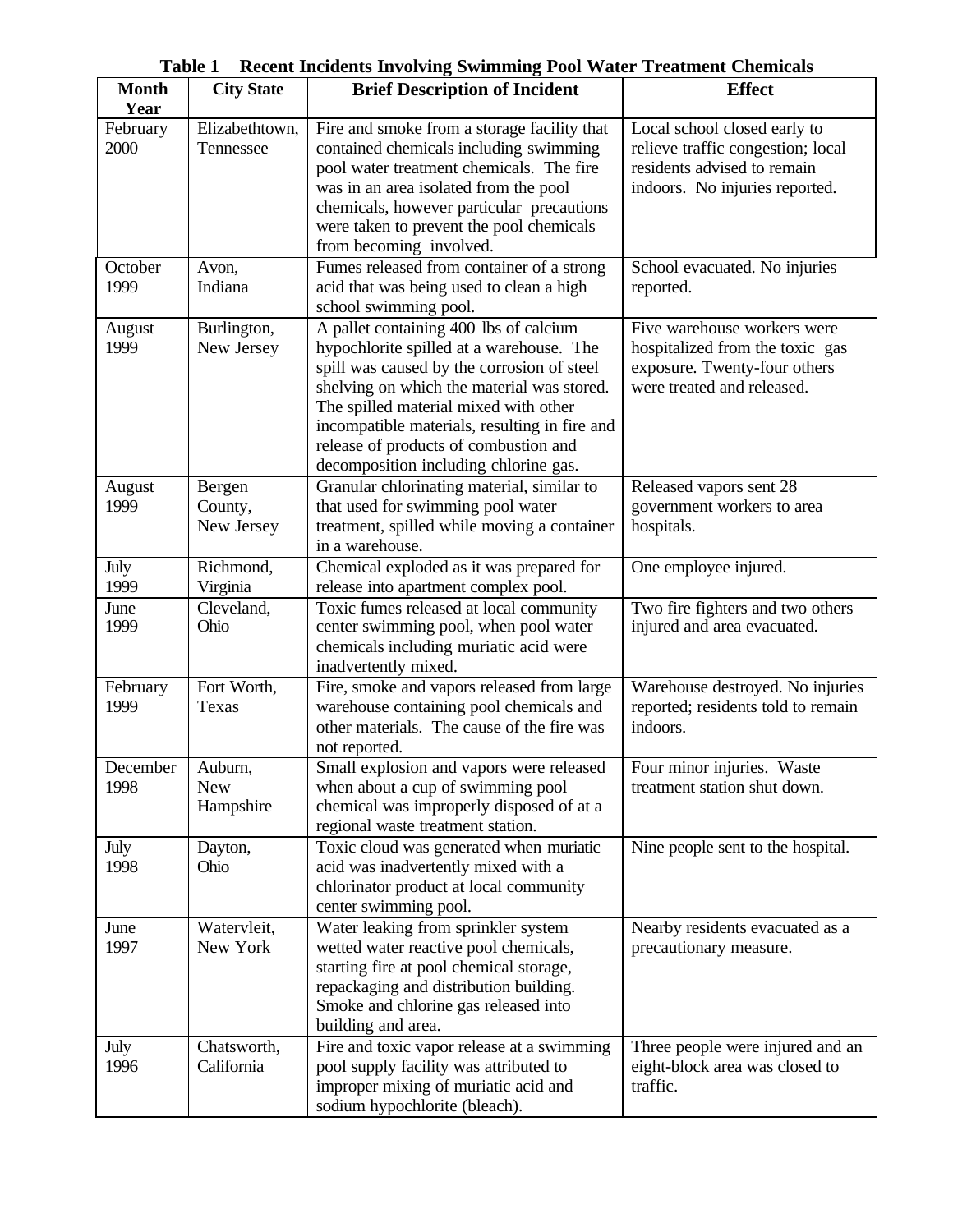**Table 1 Recent Incidents Involving Swimming Pool Water Treatment Chemicals**

| Month Year | City State | Brief Description of Incident | Effect |
|---|---|---|---|
| February 2000 | Elizabethtown, Tennessee | Fire and smoke from a storage facility that contained chemicals including swimming pool water treatment chemicals. The fire was in an area isolated from the pool chemicals, however particular precautions were taken to prevent the pool chemicals from becoming involved. | Local school closed early to relieve traffic congestion; local residents advised to remain indoors. No injuries reported. |
| October 1999 | Avon, Indiana | Fumes released from container of a strong acid that was being used to clean a high school swimming pool. | School evacuated. No injuries reported. |
| August 1999 | Burlington, New Jersey | A pallet containing 400 lbs of calcium hypochlorite spilled at a warehouse. The spill was caused by the corrosion of steel shelving on which the material was stored. The spilled material mixed with other incompatible materials, resulting in fire and release of products of combustion and decomposition including chlorine gas. | Five warehouse workers were hospitalized from the toxic gas exposure. Twenty-four others were treated and released. |
| August 1999 | Bergen County, New Jersey | Granular chlorinating material, similar to that used for swimming pool water treatment, spilled while moving a container in a warehouse. | Released vapors sent 28 government workers to area hospitals. |
| July 1999 | Richmond, Virginia | Chemical exploded as it was prepared for release into apartment complex pool. | One employee injured. |
| June 1999 | Cleveland, Ohio | Toxic fumes released at local community center swimming pool, when pool water chemicals including muriatic acid were inadvertently mixed. | Two fire fighters and two others injured and area evacuated. |
| February 1999 | Fort Worth, Texas | Fire, smoke and vapors released from large warehouse containing pool chemicals and other materials. The cause of the fire was not reported. | Warehouse destroyed. No injuries reported; residents told to remain indoors. |
| December 1998 | Auburn, New Hampshire | Small explosion and vapors were released when about a cup of swimming pool chemical was improperly disposed of at a regional waste treatment station. | Four minor injuries. Waste treatment station shut down. |
| July 1998 | Dayton, Ohio | Toxic cloud was generated when muriatic acid was inadvertently mixed with a chlorinator product at local community center swimming pool. | Nine people sent to the hospital. |
| June 1997 | Watervleit, New York | Water leaking from sprinkler system wetted water reactive pool chemicals, starting fire at pool chemical storage, repackaging and distribution building. Smoke and chlorine gas released into building and area. | Nearby residents evacuated as a precautionary measure. |
| July 1996 | Chatsworth, California | Fire and toxic vapor release at a swimming pool supply facility was attributed to improper mixing of muriatic acid and sodium hypochlorite (bleach). | Three people were injured and an eight-block area was closed to traffic. |